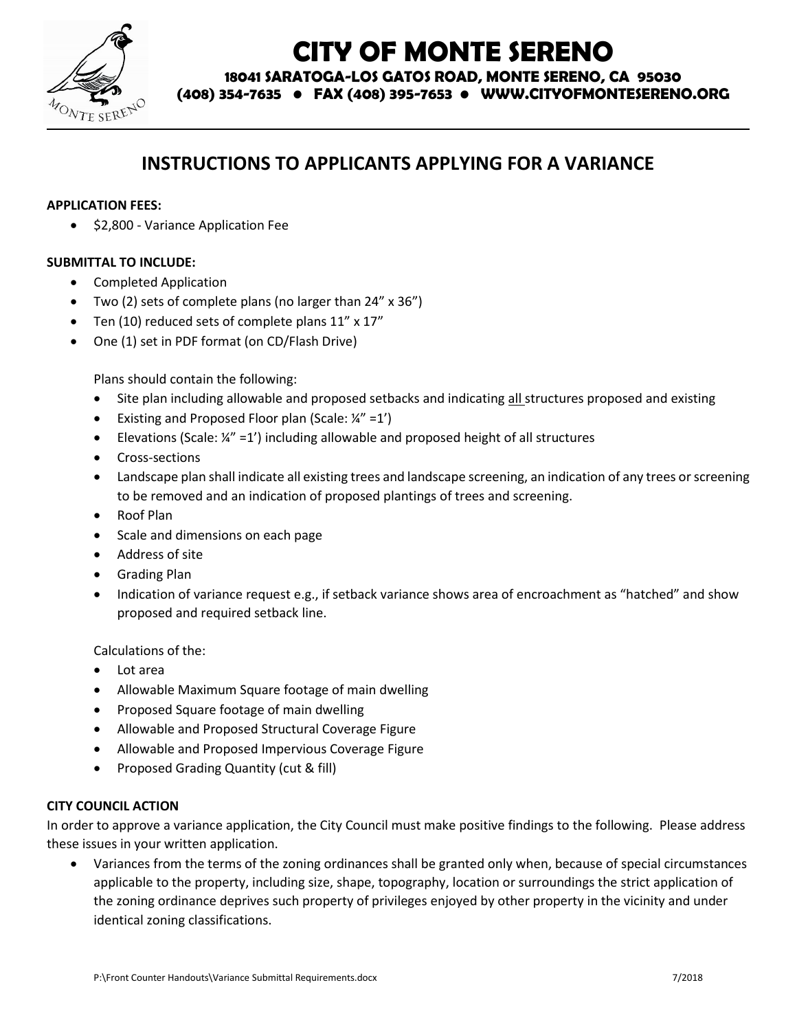# CITY OF MONTE SERENO

**18041 SARATOGA-LOS GATOS ROAD, MONTE SERENO, CA 95030**
**(408) 354-7635 ● FAX (408) 395-7653 ● WWW.CITYOFMONTESERENO.ORG**

## INSTRUCTIONS TO APPLICANTS APPLYING FOR A VARIANCE

**APPLICATION FEES:**

- $2,800 - Variance Application Fee

**SUBMITTAL TO INCLUDE:**

- Completed Application
- Two (2) sets of complete plans (no larger than 24" x 36")
- Ten (10) reduced sets of complete plans 11" x 17"
- One (1) set in PDF format (on CD/Flash Drive)

  Plans should contain the following:
  - Site plan including allowable and proposed setbacks and indicating <u>all</u> structures proposed and existing
  - Existing and Proposed Floor plan (Scale: ¼" =1')
  - Elevations (Scale: ¼" =1') including allowable and proposed height of all structures
  - Cross-sections
  - Landscape plan shall indicate all existing trees and landscape screening, an indication of any trees or screening to be removed and an indication of proposed plantings of trees and screening.
  - Roof Plan
  - Scale and dimensions on each page
  - Address of site
  - Grading Plan
  - Indication of variance request e.g., if setback variance shows area of encroachment as "hatched" and show proposed and required setback line.

  Calculations of the:
  - Lot area
  - Allowable Maximum Square footage of main dwelling
  - Proposed Square footage of main dwelling
  - Allowable and Proposed Structural Coverage Figure
  - Allowable and Proposed Impervious Coverage Figure
  - Proposed Grading Quantity (cut & fill)

**CITY COUNCIL ACTION**

In order to approve a variance application, the City Council must make positive findings to the following. Please address these issues in your written application.

- Variances from the terms of the zoning ordinances shall be granted only when, because of special circumstances applicable to the property, including size, shape, topography, location or surroundings the strict application of the zoning ordinance deprives such property of privileges enjoyed by other property in the vicinity and under identical zoning classifications.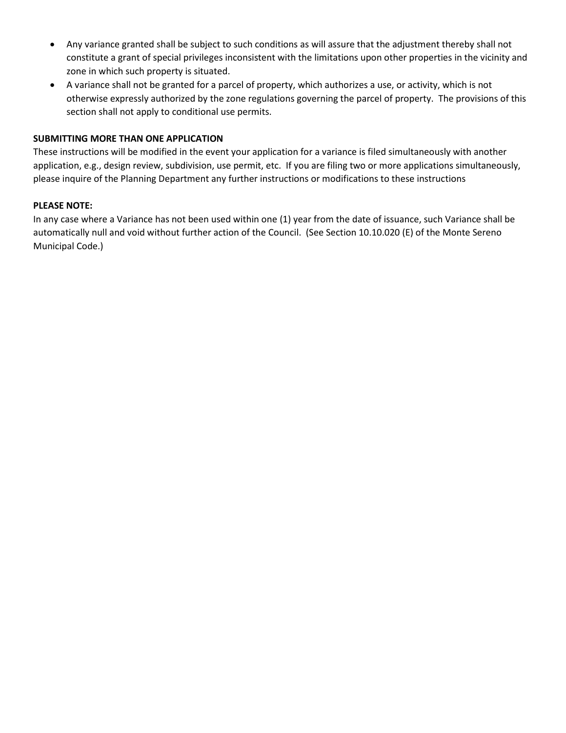- Any variance granted shall be subject to such conditions as will assure that the adjustment thereby shall not constitute a grant of special privileges inconsistent with the limitations upon other properties in the vicinity and zone in which such property is situated.
- A variance shall not be granted for a parcel of property, which authorizes a use, or activity, which is not otherwise expressly authorized by the zone regulations governing the parcel of property. The provisions of this section shall not apply to conditional use permits.

**SUBMITTING MORE THAN ONE APPLICATION**

These instructions will be modified in the event your application for a variance is filed simultaneously with another application, e.g., design review, subdivision, use permit, etc. If you are filing two or more applications simultaneously, please inquire of the Planning Department any further instructions or modifications to these instructions

**PLEASE NOTE:**

In any case where a Variance has not been used within one (1) year from the date of issuance, such Variance shall be automatically null and void without further action of the Council. (See Section 10.10.020 (E) of the Monte Sereno Municipal Code.)